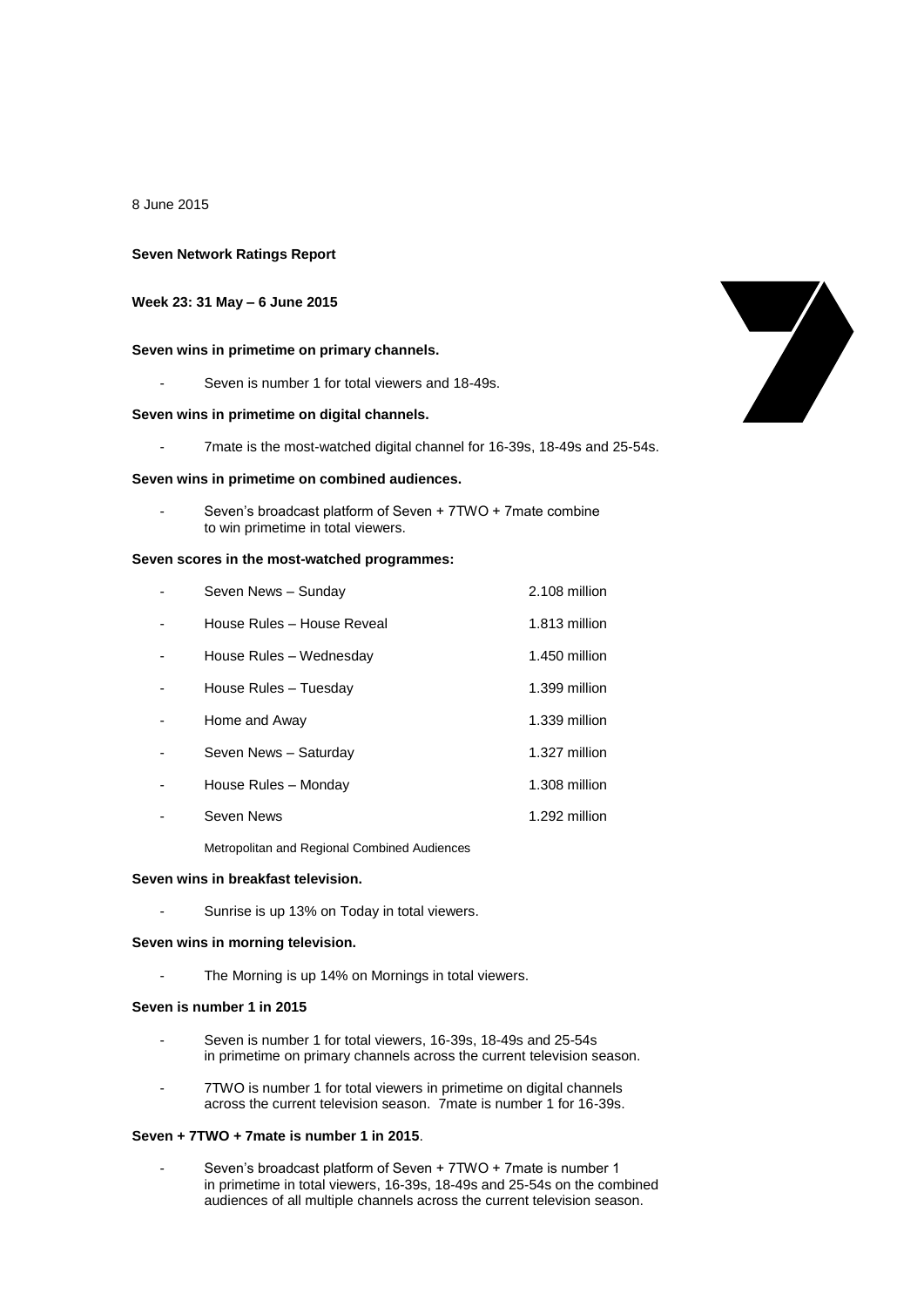8 June 2015

**Seven Network Ratings Report**

**Week 23: 31 May – 6 June 2015**

**Seven wins in primetime on primary channels.**

- Seven is number 1 for total viewers and 18-49s.

**Seven wins in primetime on digital channels.**

- 7mate is the most-watched digital channel for 16-39s, 18-49s and 25-54s.

**Seven wins in primetime on combined audiences.**

- Seven's broadcast platform of Seven + 7TWO + 7mate combine to win primetime in total viewers.

**Seven scores in the most-watched programmes:**

| | |
|---|---|
| Seven News – Sunday | 2.108 million |
| House Rules – House Reveal | 1.813 million |
| House Rules – Wednesday | 1.450 million |
| House Rules – Tuesday | 1.399 million |
| Home and Away | 1.339 million |
| Seven News – Saturday | 1.327 million |
| House Rules – Monday | 1.308 million |
| Seven News | 1.292 million |

Metropolitan and Regional Combined Audiences

**Seven wins in breakfast television.**

- Sunrise is up 13% on Today in total viewers.

**Seven wins in morning television.**

- The Morning is up 14% on Mornings in total viewers.

**Seven is number 1 in 2015**

- Seven is number 1 for total viewers, 16-39s, 18-49s and 25-54s in primetime on primary channels across the current television season.
- 7TWO is number 1 for total viewers in primetime on digital channels across the current television season. 7mate is number 1 for 16-39s.

**Seven + 7TWO + 7mate is number 1 in 2015**.

- Seven's broadcast platform of Seven + 7TWO + 7mate is number 1 in primetime in total viewers, 16-39s, 18-49s and 25-54s on the combined audiences of all multiple channels across the current television season.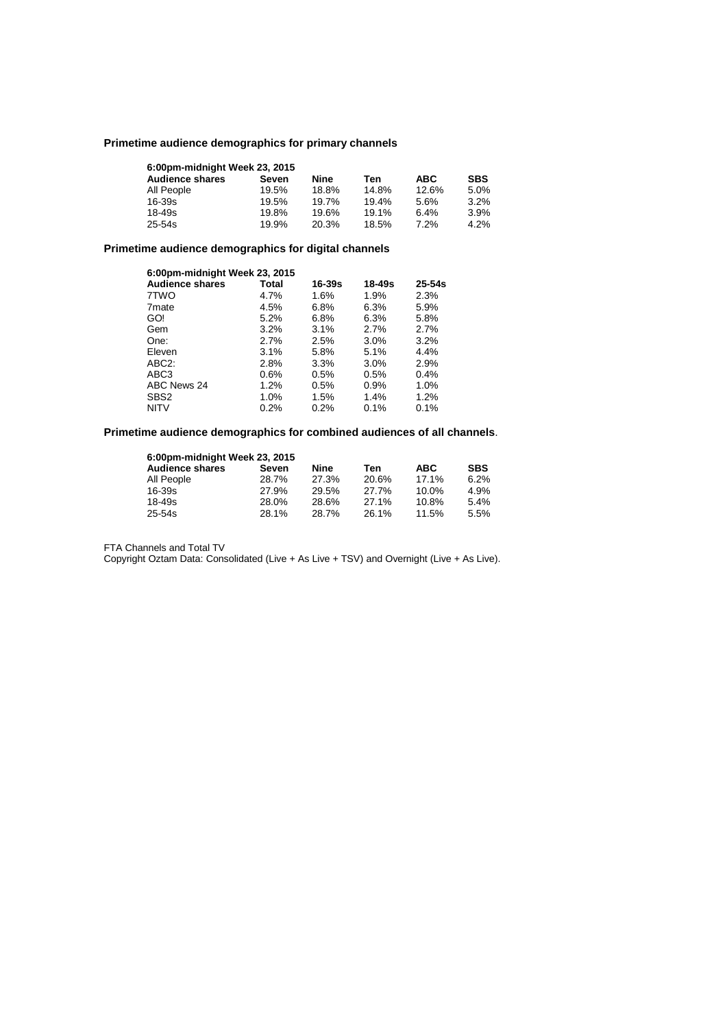**Primetime audience demographics for primary channels**

| 6:00pm-midnight Week 23, 2015 | | | | | |
|---|---|---|---|---|---|
| **Audience shares** | **Seven** | **Nine** | **Ten** | **ABC** | **SBS** |
| All People | 19.5% | 18.8% | 14.8% | 12.6% | 5.0% |
| 16-39s | 19.5% | 19.7% | 19.4% | 5.6% | 3.2% |
| 18-49s | 19.8% | 19.6% | 19.1% | 6.4% | 3.9% |
| 25-54s | 19.9% | 20.3% | 18.5% | 7.2% | 4.2% |

**Primetime audience demographics for digital channels**

| 6:00pm-midnight Week 23, 2015 | | | | |
|---|---|---|---|---|
| **Audience shares** | **Total** | **16-39s** | **18-49s** | **25-54s** |
| 7TWO | 4.7% | 1.6% | 1.9% | 2.3% |
| 7mate | 4.5% | 6.8% | 6.3% | 5.9% |
| GO! | 5.2% | 6.8% | 6.3% | 5.8% |
| Gem | 3.2% | 3.1% | 2.7% | 2.7% |
| One: | 2.7% | 2.5% | 3.0% | 3.2% |
| Eleven | 3.1% | 5.8% | 5.1% | 4.4% |
| ABC2: | 2.8% | 3.3% | 3.0% | 2.9% |
| ABC3 | 0.6% | 0.5% | 0.5% | 0.4% |
| ABC News 24 | 1.2% | 0.5% | 0.9% | 1.0% |
| SBS2 | 1.0% | 1.5% | 1.4% | 1.2% |
| NITV | 0.2% | 0.2% | 0.1% | 0.1% |

**Primetime audience demographics for combined audiences of all channels**.

| 6:00pm-midnight Week 23, 2015 | | | | | |
|---|---|---|---|---|---|
| **Audience shares** | **Seven** | **Nine** | **Ten** | **ABC** | **SBS** |
| All People | 28.7% | 27.3% | 20.6% | 17.1% | 6.2% |
| 16-39s | 27.9% | 29.5% | 27.7% | 10.0% | 4.9% |
| 18-49s | 28.0% | 28.6% | 27.1% | 10.8% | 5.4% |
| 25-54s | 28.1% | 28.7% | 26.1% | 11.5% | 5.5% |

FTA Channels and Total TV

Copyright Oztam Data: Consolidated (Live + As Live + TSV) and Overnight (Live + As Live).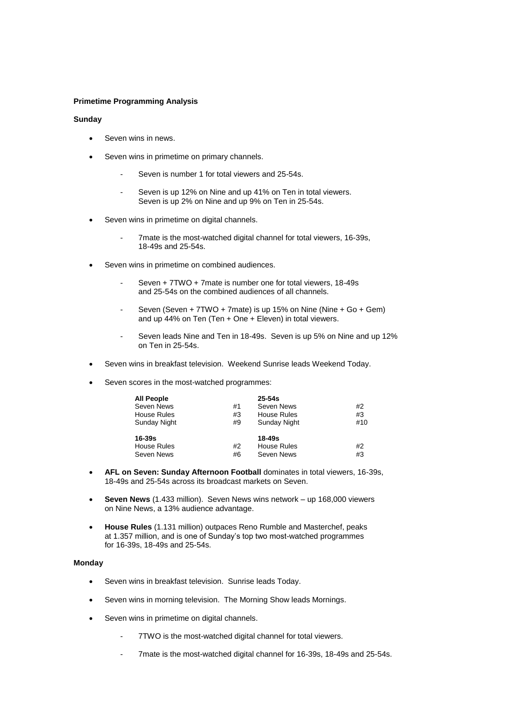**Primetime Programming Analysis**

**Sunday**

- Seven wins in news.
- Seven wins in primetime on primary channels.
    - Seven is number 1 for total viewers and 25-54s.
    - Seven is up 12% on Nine and up 41% on Ten in total viewers.
      Seven is up 2% on Nine and up 9% on Ten in 25-54s.
- Seven wins in primetime on digital channels.
    - 7mate is the most-watched digital channel for total viewers, 16-39s, 18-49s and 25-54s.
- Seven wins in primetime on combined audiences.
    - Seven + 7TWO + 7mate is number one for total viewers, 18-49s and 25-54s on the combined audiences of all channels.
    - Seven (Seven + 7TWO + 7mate) is up 15% on Nine (Nine + Go + Gem) and up 44% on Ten (Ten + One + Eleven) in total viewers.
    - Seven leads Nine and Ten in 18-49s. Seven is up 5% on Nine and up 12% on Ten in 25-54s.
- Seven wins in breakfast television. Weekend Sunrise leads Weekend Today.
- Seven scores in the most-watched programmes:

| **All People** | | **25-54s** | |
|---|---|---|---|
| Seven News | #1 | Seven News | #2 |
| House Rules | #3 | House Rules | #3 |
| Sunday Night | #9 | Sunday Night | #10 |
| **16-39s** | | **18-49s** | |
| House Rules | #2 | House Rules | #2 |
| Seven News | #6 | Seven News | #3 |

- **AFL on Seven: Sunday Afternoon Football** dominates in total viewers, 16-39s, 18-49s and 25-54s across its broadcast markets on Seven.
- **Seven News** (1.433 million). Seven News wins network – up 168,000 viewers on Nine News, a 13% audience advantage.
- **House Rules** (1.131 million) outpaces Reno Rumble and Masterchef, peaks at 1.357 million, and is one of Sunday's top two most-watched programmes for 16-39s, 18-49s and 25-54s.

**Monday**

- Seven wins in breakfast television. Sunrise leads Today.
- Seven wins in morning television. The Morning Show leads Mornings.
- Seven wins in primetime on digital channels.
    - 7TWO is the most-watched digital channel for total viewers.
    - 7mate is the most-watched digital channel for 16-39s, 18-49s and 25-54s.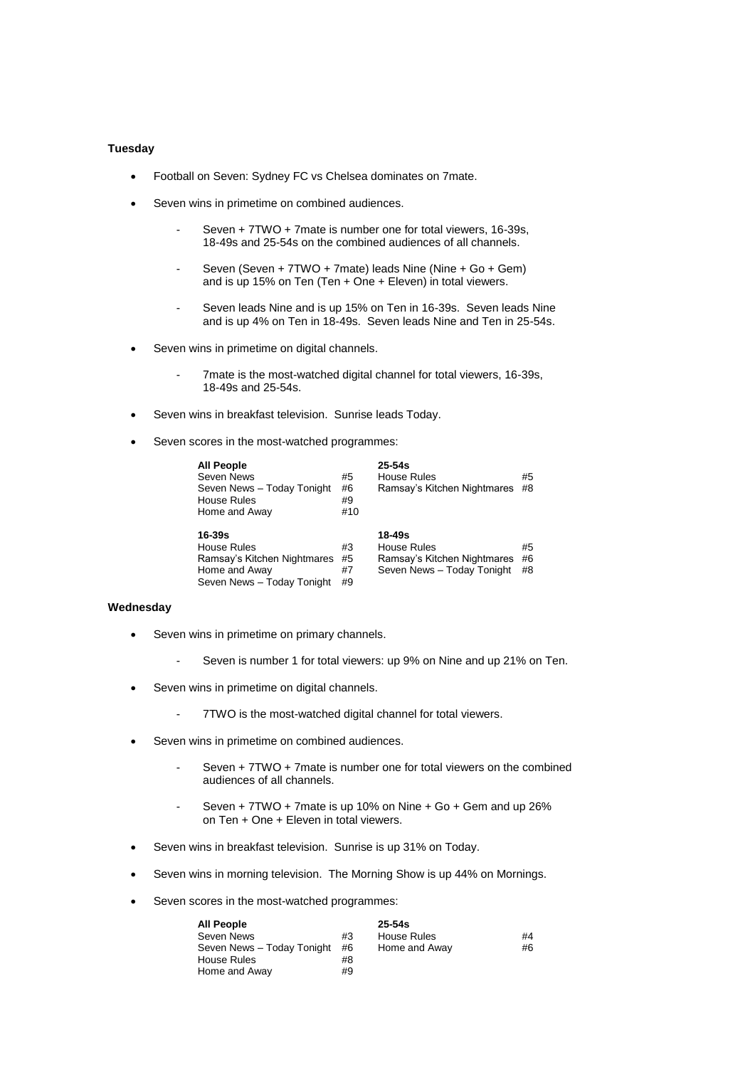**Tuesday**

- Football on Seven: Sydney FC vs Chelsea dominates on 7mate.
- Seven wins in primetime on combined audiences.
  - Seven + 7TWO + 7mate is number one for total viewers, 16-39s, 18-49s and 25-54s on the combined audiences of all channels.
  - Seven (Seven + 7TWO + 7mate) leads Nine (Nine + Go + Gem) and is up 15% on Ten (Ten + One + Eleven) in total viewers.
  - Seven leads Nine and is up 15% on Ten in 16-39s. Seven leads Nine and is up 4% on Ten in 18-49s. Seven leads Nine and Ten in 25-54s.
- Seven wins in primetime on digital channels.
  - 7mate is the most-watched digital channel for total viewers, 16-39s, 18-49s and 25-54s.
- Seven wins in breakfast television. Sunrise leads Today.
- Seven scores in the most-watched programmes:

| **All People** | | **25-54s** | |
|---|---|---|---|
| Seven News | #5 | House Rules | #5 |
| Seven News – Today Tonight | #6 | Ramsay's Kitchen Nightmares | #8 |
| House Rules | #9 | | |
| Home and Away | #10 | | |

| **16-39s** | | **18-49s** | |
|---|---|---|---|
| House Rules | #3 | House Rules | #5 |
| Ramsay's Kitchen Nightmares | #5 | Ramsay's Kitchen Nightmares | #6 |
| Home and Away | #7 | Seven News – Today Tonight | #8 |
| Seven News – Today Tonight | #9 | | |

**Wednesday**

- Seven wins in primetime on primary channels.
  - Seven is number 1 for total viewers: up 9% on Nine and up 21% on Ten.
- Seven wins in primetime on digital channels.
  - 7TWO is the most-watched digital channel for total viewers.
- Seven wins in primetime on combined audiences.
  - Seven + 7TWO + 7mate is number one for total viewers on the combined audiences of all channels.
  - Seven + 7TWO + 7mate is up 10% on Nine + Go + Gem and up 26% on Ten + One + Eleven in total viewers.
- Seven wins in breakfast television. Sunrise is up 31% on Today.
- Seven wins in morning television. The Morning Show is up 44% on Mornings.
- Seven scores in the most-watched programmes:

| **All People** | | **25-54s** | |
|---|---|---|---|
| Seven News | #3 | House Rules | #4 |
| Seven News – Today Tonight | #6 | Home and Away | #6 |
| House Rules | #8 | | |
| Home and Away | #9 | | |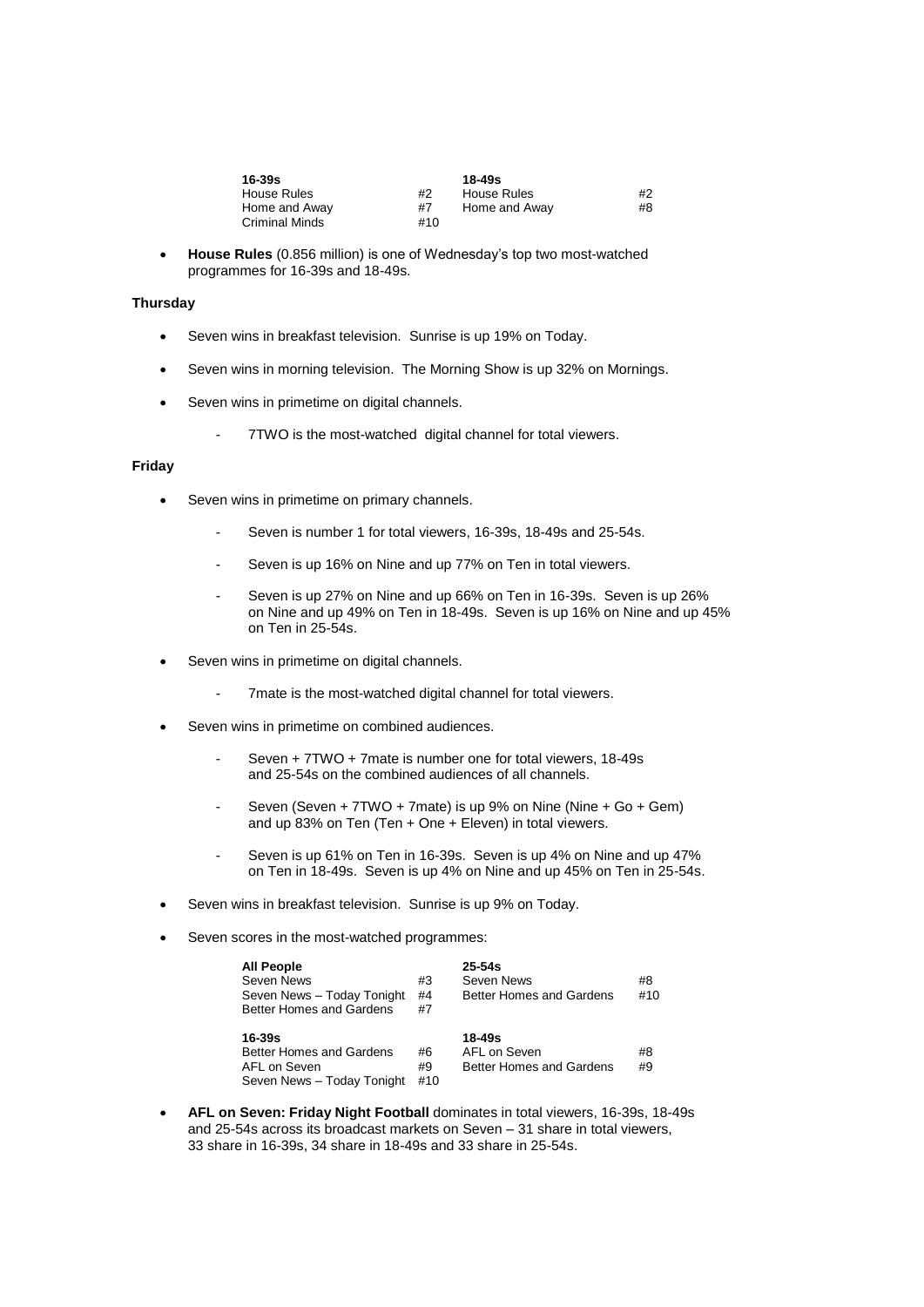| 16-39s | | 18-49s | |
|---|---|---|---|
| House Rules | #2 | House Rules | #2 |
| Home and Away | #7 | Home and Away | #8 |
| Criminal Minds | #10 | | |

- **House Rules** (0.856 million) is one of Wednesday's top two most-watched programmes for 16-39s and 18-49s.

**Thursday**

- Seven wins in breakfast television. Sunrise is up 19% on Today.
- Seven wins in morning television. The Morning Show is up 32% on Mornings.
- Seven wins in primetime on digital channels.
    - 7TWO is the most-watched digital channel for total viewers.

**Friday**

- Seven wins in primetime on primary channels.
    - Seven is number 1 for total viewers, 16-39s, 18-49s and 25-54s.
    - Seven is up 16% on Nine and up 77% on Ten in total viewers.
    - Seven is up 27% on Nine and up 66% on Ten in 16-39s. Seven is up 26% on Nine and up 49% on Ten in 18-49s. Seven is up 16% on Nine and up 45% on Ten in 25-54s.
- Seven wins in primetime on digital channels.
    - 7mate is the most-watched digital channel for total viewers.
- Seven wins in primetime on combined audiences.
    - Seven + 7TWO + 7mate is number one for total viewers, 18-49s and 25-54s on the combined audiences of all channels.
    - Seven (Seven + 7TWO + 7mate) is up 9% on Nine (Nine + Go + Gem) and up 83% on Ten (Ten + One + Eleven) in total viewers.
    - Seven is up 61% on Ten in 16-39s. Seven is up 4% on Nine and up 47% on Ten in 18-49s. Seven is up 4% on Nine and up 45% on Ten in 25-54s.
- Seven wins in breakfast television. Sunrise is up 9% on Today.
- Seven scores in the most-watched programmes:

| All People | | 25-54s | |
|---|---|---|---|
| Seven News | #3 | Seven News | #8 |
| Seven News – Today Tonight | #4 | Better Homes and Gardens | #10 |
| Better Homes and Gardens | #7 | | |

| 16-39s | | 18-49s | |
|---|---|---|---|
| Better Homes and Gardens | #6 | AFL on Seven | #8 |
| AFL on Seven | #9 | Better Homes and Gardens | #9 |
| Seven News – Today Tonight | #10 | | |

- **AFL on Seven: Friday Night Football** dominates in total viewers, 16-39s, 18-49s and 25-54s across its broadcast markets on Seven – 31 share in total viewers, 33 share in 16-39s, 34 share in 18-49s and 33 share in 25-54s.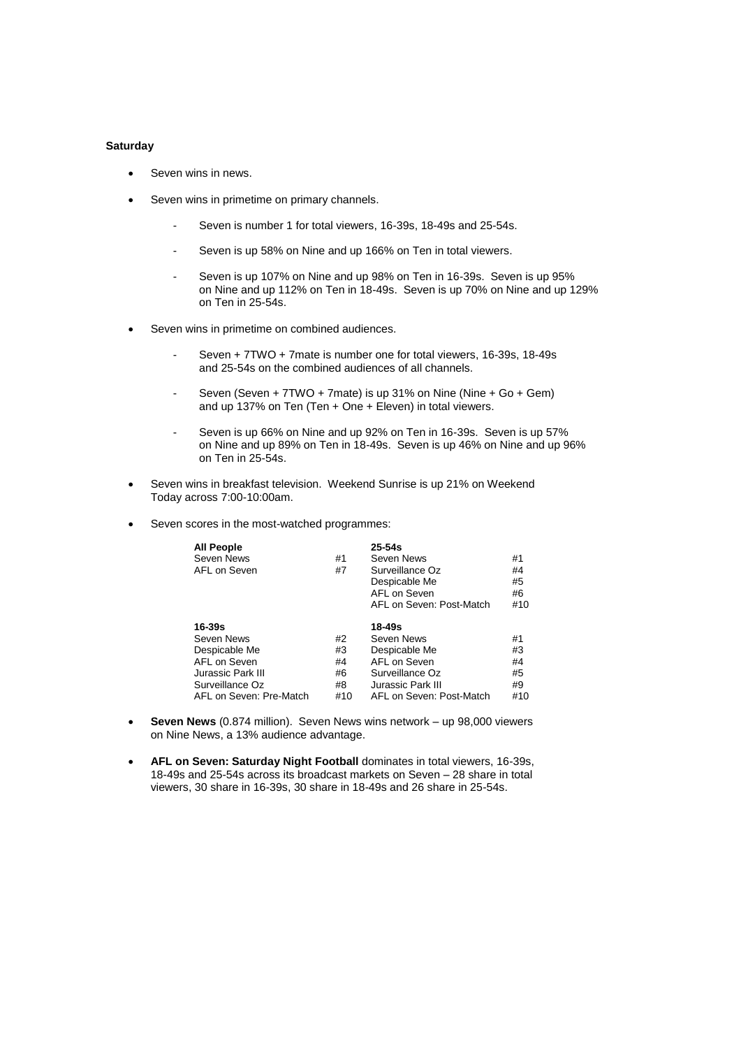**Saturday**

- Seven wins in news.
- Seven wins in primetime on primary channels.
  - Seven is number 1 for total viewers, 16-39s, 18-49s and 25-54s.
  - Seven is up 58% on Nine and up 166% on Ten in total viewers.
  - Seven is up 107% on Nine and up 98% on Ten in 16-39s. Seven is up 95% on Nine and up 112% on Ten in 18-49s. Seven is up 70% on Nine and up 129% on Ten in 25-54s.
- Seven wins in primetime on combined audiences.
  - Seven + 7TWO + 7mate is number one for total viewers, 16-39s, 18-49s and 25-54s on the combined audiences of all channels.
  - Seven (Seven + 7TWO + 7mate) is up 31% on Nine (Nine + Go + Gem) and up 137% on Ten (Ten + One + Eleven) in total viewers.
  - Seven is up 66% on Nine and up 92% on Ten in 16-39s. Seven is up 57% on Nine and up 89% on Ten in 18-49s. Seven is up 46% on Nine and up 96% on Ten in 25-54s.
- Seven wins in breakfast television. Weekend Sunrise is up 21% on Weekend Today across 7:00-10:00am.
- Seven scores in the most-watched programmes:

| **All People** | | **25-54s** | |
|---|---|---|---|
| Seven News | #1 | Seven News | #1 |
| AFL on Seven | #7 | Surveillance Oz | #4 |
| | | Despicable Me | #5 |
| | | AFL on Seven | #6 |
| | | AFL on Seven: Post-Match | #10 |
| **16-39s** | | **18-49s** | |
| Seven News | #2 | Seven News | #1 |
| Despicable Me | #3 | Despicable Me | #3 |
| AFL on Seven | #4 | AFL on Seven | #4 |
| Jurassic Park III | #6 | Surveillance Oz | #5 |
| Surveillance Oz | #8 | Jurassic Park III | #9 |
| AFL on Seven: Pre-Match | #10 | AFL on Seven: Post-Match | #10 |

- **Seven News** (0.874 million). Seven News wins network – up 98,000 viewers on Nine News, a 13% audience advantage.
- **AFL on Seven: Saturday Night Football** dominates in total viewers, 16-39s, 18-49s and 25-54s across its broadcast markets on Seven – 28 share in total viewers, 30 share in 16-39s, 30 share in 18-49s and 26 share in 25-54s.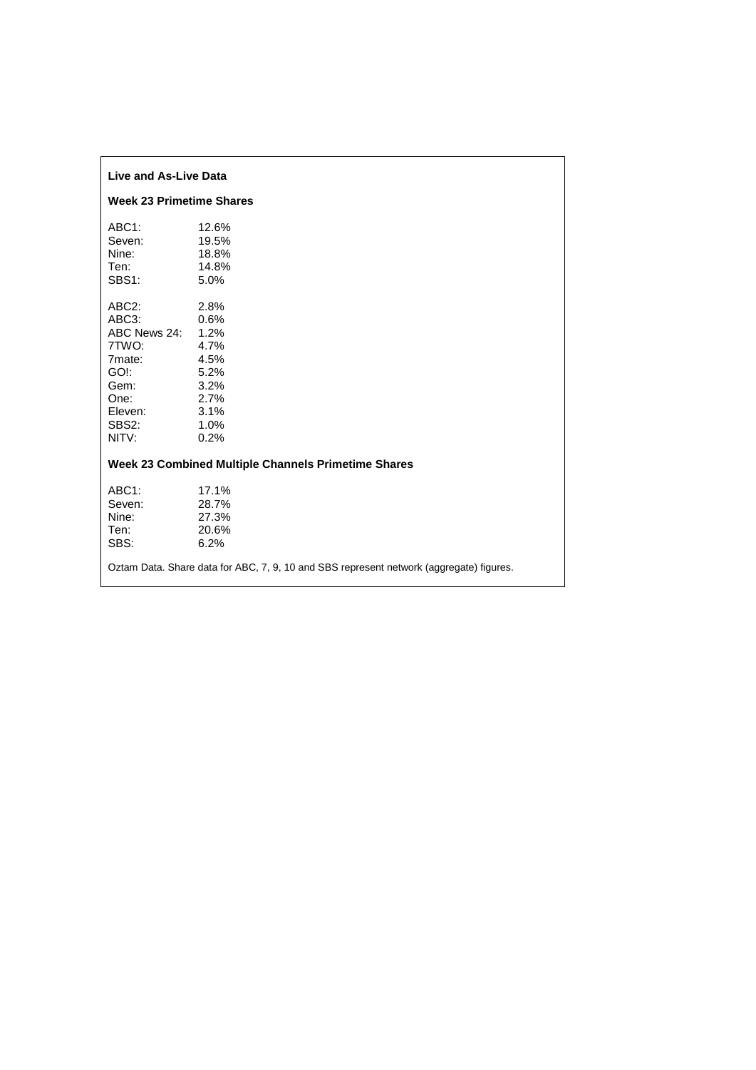**Live and As-Live Data**

**Week 23 Primetime Shares**

| | |
|---|---|
| ABC1: | 12.6% |
| Seven: | 19.5% |
| Nine: | 18.8% |
| Ten: | 14.8% |
| SBS1: | 5.0% |

| | |
|---|---|
| ABC2: | 2.8% |
| ABC3: | 0.6% |
| ABC News 24: | 1.2% |
| 7TWO: | 4.7% |
| 7mate: | 4.5% |
| GO!: | 5.2% |
| Gem: | 3.2% |
| One: | 2.7% |
| Eleven: | 3.1% |
| SBS2: | 1.0% |
| NITV: | 0.2% |

**Week 23 Combined Multiple Channels Primetime Shares**

| | |
|---|---|
| ABC1: | 17.1% |
| Seven: | 28.7% |
| Nine: | 27.3% |
| Ten: | 20.6% |
| SBS: | 6.2% |

Oztam Data. Share data for ABC, 7, 9, 10 and SBS represent network (aggregate) figures.